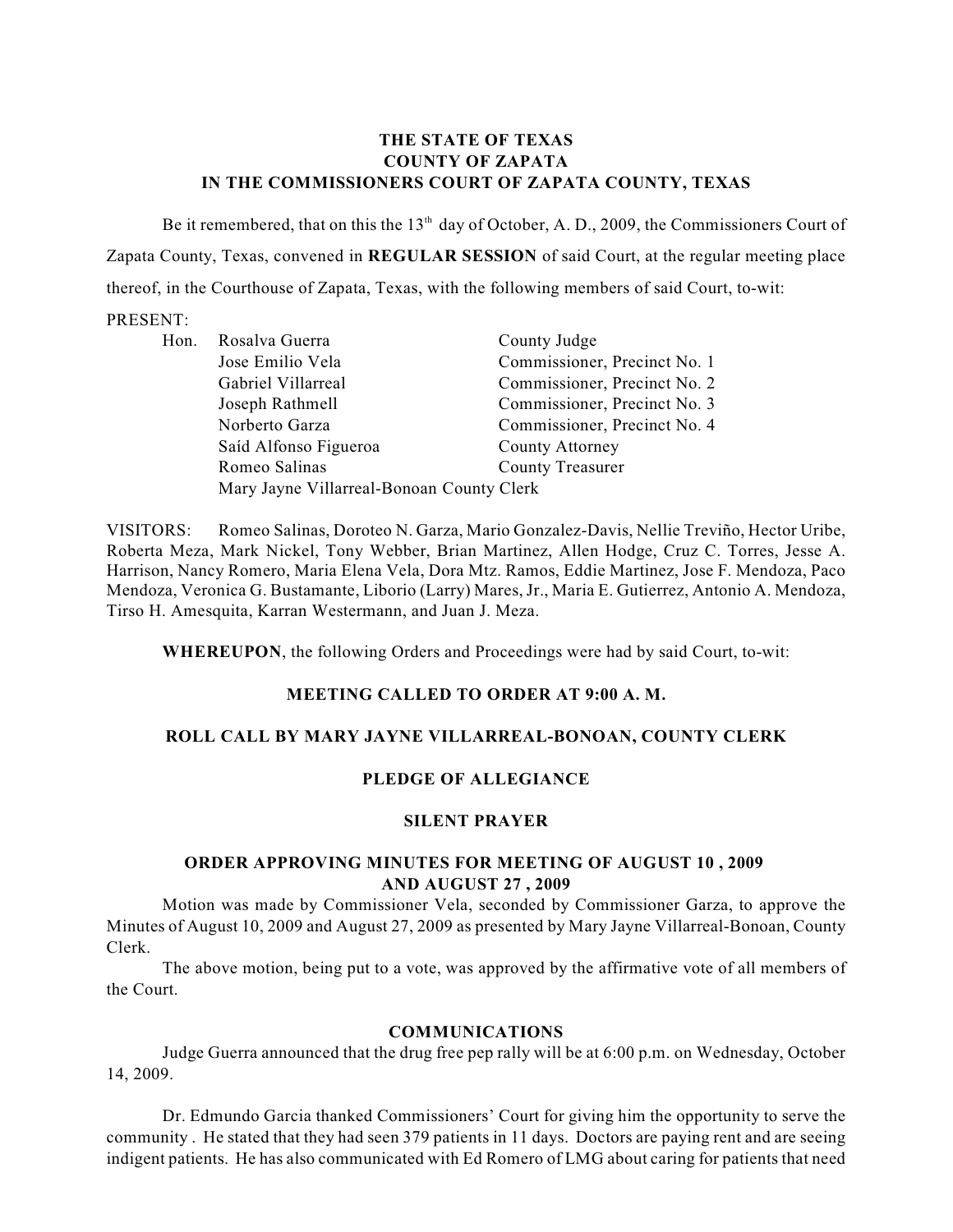**THE STATE OF TEXAS**
**COUNTY OF ZAPATA**
**IN THE COMMISSIONERS COURT OF ZAPATA COUNTY, TEXAS**

Be it remembered, that on this the 13th day of October, A. D., 2009, the Commissioners Court of Zapata County, Texas, convened in **REGULAR SESSION** of said Court, at the regular meeting place thereof, in the Courthouse of Zapata, Texas, with the following members of said Court, to-wit:

PRESENT:

| | | |
|---|---|---|
| Hon. | Rosalva Guerra | County Judge |
| | Jose Emilio Vela | Commissioner, Precinct No. 1 |
| | Gabriel Villarreal | Commissioner, Precinct No. 2 |
| | Joseph Rathmell | Commissioner, Precinct No. 3 |
| | Norberto Garza | Commissioner, Precinct No. 4 |
| | Saíd Alfonso Figueroa | County Attorney |
| | Romeo Salinas | County Treasurer |
| | Mary Jayne Villarreal-Bonoan | County Clerk |

VISITORS: Romeo Salinas, Doroteo N. Garza, Mario Gonzalez-Davis, Nellie Treviño, Hector Uribe, Roberta Meza, Mark Nickel, Tony Webber, Brian Martinez, Allen Hodge, Cruz C. Torres, Jesse A. Harrison, Nancy Romero, Maria Elena Vela, Dora Mtz. Ramos, Eddie Martinez, Jose F. Mendoza, Paco Mendoza, Veronica G. Bustamante, Liborio (Larry) Mares, Jr., Maria E. Gutierrez, Antonio A. Mendoza, Tirso H. Amesquita, Karran Westermann, and Juan J. Meza.

**WHEREUPON**, the following Orders and Proceedings were had by said Court, to-wit:

**MEETING CALLED TO ORDER AT 9:00 A. M.**

**ROLL CALL BY MARY JAYNE VILLARREAL-BONOAN, COUNTY CLERK**

**PLEDGE OF ALLEGIANCE**

**SILENT PRAYER**

**ORDER APPROVING MINUTES FOR MEETING OF AUGUST 10 , 2009 AND AUGUST 27 , 2009**

Motion was made by Commissioner Vela, seconded by Commissioner Garza, to approve the Minutes of August 10, 2009 and August 27, 2009 as presented by Mary Jayne Villarreal-Bonoan, County Clerk.

The above motion, being put to a vote, was approved by the affirmative vote of all members of the Court.

**COMMUNICATIONS**

Judge Guerra announced that the drug free pep rally will be at 6:00 p.m. on Wednesday, October 14, 2009.

Dr. Edmundo Garcia thanked Commissioners' Court for giving him the opportunity to serve the community . He stated that they had seen 379 patients in 11 days. Doctors are paying rent and are seeing indigent patients. He has also communicated with Ed Romero of LMG about caring for patients that need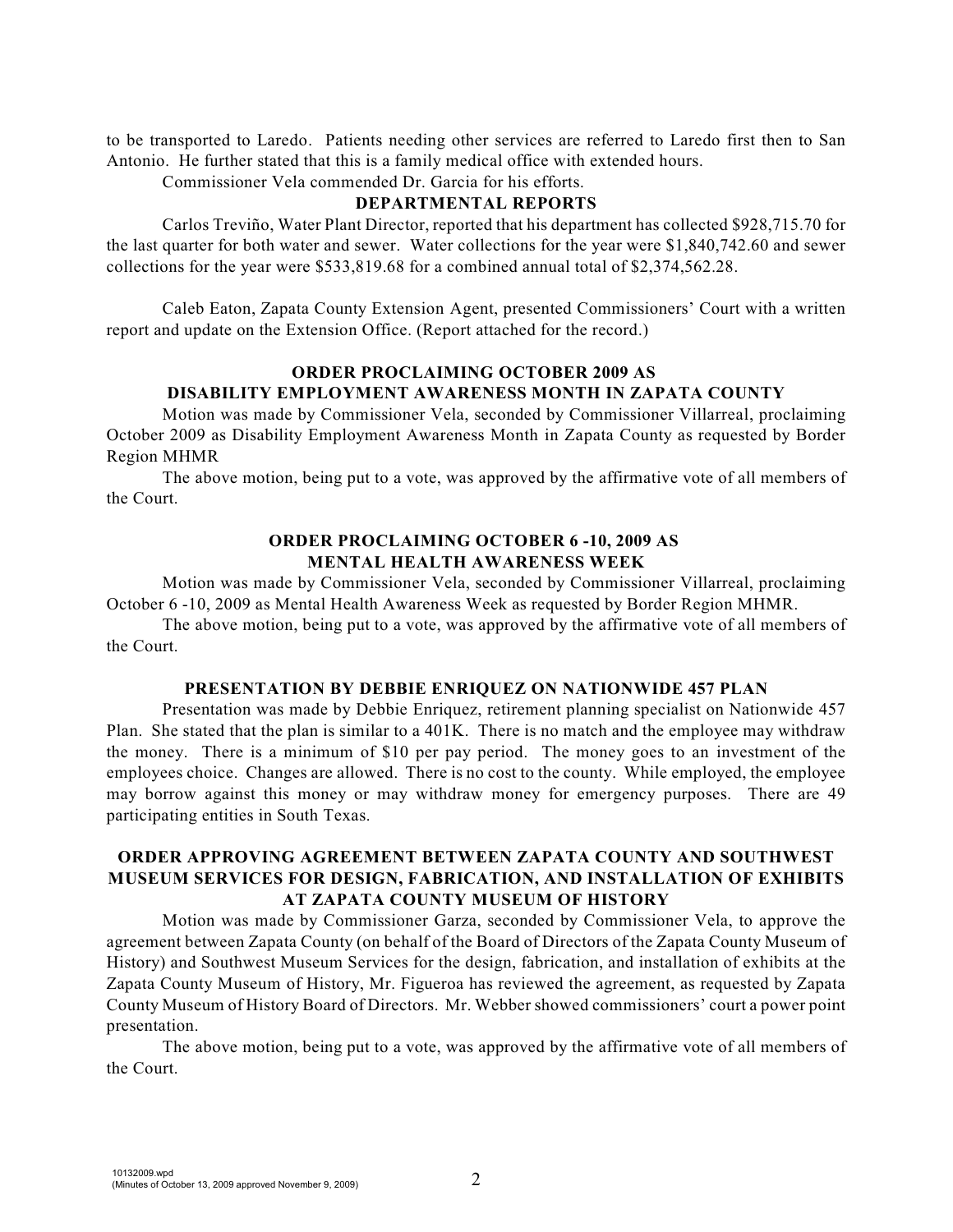to be transported to Laredo. Patients needing other services are referred to Laredo first then to San Antonio. He further stated that this is a family medical office with extended hours.

Commissioner Vela commended Dr. Garcia for his efforts.

## DEPARTMENTAL REPORTS

Carlos Treviño, Water Plant Director, reported that his department has collected $928,715.70 for the last quarter for both water and sewer. Water collections for the year were $1,840,742.60 and sewer collections for the year were $533,819.68 for a combined annual total of $2,374,562.28.

Caleb Eaton, Zapata County Extension Agent, presented Commissioners' Court with a written report and update on the Extension Office. (Report attached for the record.)

## ORDER PROCLAIMING OCTOBER 2009 AS DISABILITY EMPLOYMENT AWARENESS MONTH IN ZAPATA COUNTY

Motion was made by Commissioner Vela, seconded by Commissioner Villarreal, proclaiming October 2009 as Disability Employment Awareness Month in Zapata County as requested by Border Region MHMR

The above motion, being put to a vote, was approved by the affirmative vote of all members of the Court.

## ORDER PROCLAIMING OCTOBER 6 -10, 2009 AS MENTAL HEALTH AWARENESS WEEK

Motion was made by Commissioner Vela, seconded by Commissioner Villarreal, proclaiming October 6 -10, 2009 as Mental Health Awareness Week as requested by Border Region MHMR.

The above motion, being put to a vote, was approved by the affirmative vote of all members of the Court.

## PRESENTATION BY DEBBIE ENRIQUEZ ON NATIONWIDE 457 PLAN

Presentation was made by Debbie Enriquez, retirement planning specialist on Nationwide 457 Plan. She stated that the plan is similar to a 401K. There is no match and the employee may withdraw the money. There is a minimum of $10 per pay period. The money goes to an investment of the employees choice. Changes are allowed. There is no cost to the county. While employed, the employee may borrow against this money or may withdraw money for emergency purposes. There are 49 participating entities in South Texas.

## ORDER APPROVING AGREEMENT BETWEEN ZAPATA COUNTY AND SOUTHWEST MUSEUM SERVICES FOR DESIGN, FABRICATION, AND INSTALLATION OF EXHIBITS AT ZAPATA COUNTY MUSEUM OF HISTORY

Motion was made by Commissioner Garza, seconded by Commissioner Vela, to approve the agreement between Zapata County (on behalf of the Board of Directors of the Zapata County Museum of History) and Southwest Museum Services for the design, fabrication, and installation of exhibits at the Zapata County Museum of History, Mr. Figueroa has reviewed the agreement, as requested by Zapata County Museum of History Board of Directors. Mr. Webber showed commissioners' court a power point presentation.

The above motion, being put to a vote, was approved by the affirmative vote of all members of the Court.

10132009.wpd
(Minutes of October 13, 2009 approved November 9, 2009)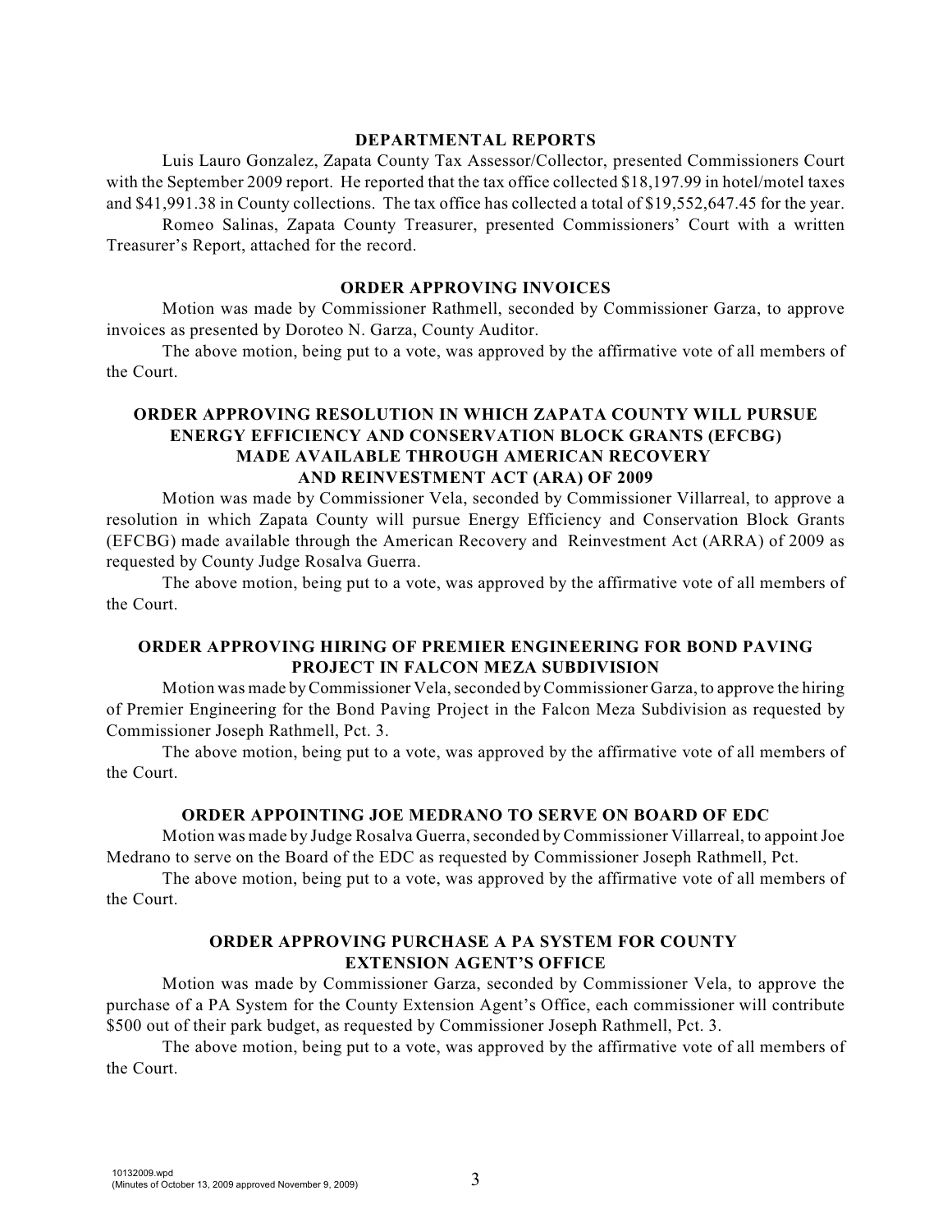## DEPARTMENTAL REPORTS

Luis Lauro Gonzalez, Zapata County Tax Assessor/Collector, presented Commissioners Court with the September 2009 report. He reported that the tax office collected $18,197.99 in hotel/motel taxes and $41,991.38 in County collections. The tax office has collected a total of $19,552,647.45 for the year.

Romeo Salinas, Zapata County Treasurer, presented Commissioners' Court with a written Treasurer's Report, attached for the record.

## ORDER APPROVING INVOICES

Motion was made by Commissioner Rathmell, seconded by Commissioner Garza, to approve invoices as presented by Doroteo N. Garza, County Auditor.

The above motion, being put to a vote, was approved by the affirmative vote of all members of the Court.

## ORDER APPROVING RESOLUTION IN WHICH ZAPATA COUNTY WILL PURSUE ENERGY EFFICIENCY AND CONSERVATION BLOCK GRANTS (EFCBG) MADE AVAILABLE THROUGH AMERICAN RECOVERY AND REINVESTMENT ACT (ARA) OF 2009

Motion was made by Commissioner Vela, seconded by Commissioner Villarreal, to approve a resolution in which Zapata County will pursue Energy Efficiency and Conservation Block Grants (EFCBG) made available through the American Recovery and Reinvestment Act (ARRA) of 2009 as requested by County Judge Rosalva Guerra.

The above motion, being put to a vote, was approved by the affirmative vote of all members of the Court.

## ORDER APPROVING HIRING OF PREMIER ENGINEERING FOR BOND PAVING PROJECT IN FALCON MEZA SUBDIVISION

Motion was made by Commissioner Vela, seconded by Commissioner Garza, to approve the hiring of Premier Engineering for the Bond Paving Project in the Falcon Meza Subdivision as requested by Commissioner Joseph Rathmell, Pct. 3.

The above motion, being put to a vote, was approved by the affirmative vote of all members of the Court.

## ORDER APPOINTING JOE MEDRANO TO SERVE ON BOARD OF EDC

Motion was made by Judge Rosalva Guerra, seconded by Commissioner Villarreal, to appoint Joe Medrano to serve on the Board of the EDC as requested by Commissioner Joseph Rathmell, Pct.

The above motion, being put to a vote, was approved by the affirmative vote of all members of the Court.

## ORDER APPROVING PURCHASE A PA SYSTEM FOR COUNTY EXTENSION AGENT'S OFFICE

Motion was made by Commissioner Garza, seconded by Commissioner Vela, to approve the purchase of a PA System for the County Extension Agent's Office, each commissioner will contribute $500 out of their park budget, as requested by Commissioner Joseph Rathmell, Pct. 3.

The above motion, being put to a vote, was approved by the affirmative vote of all members of the Court.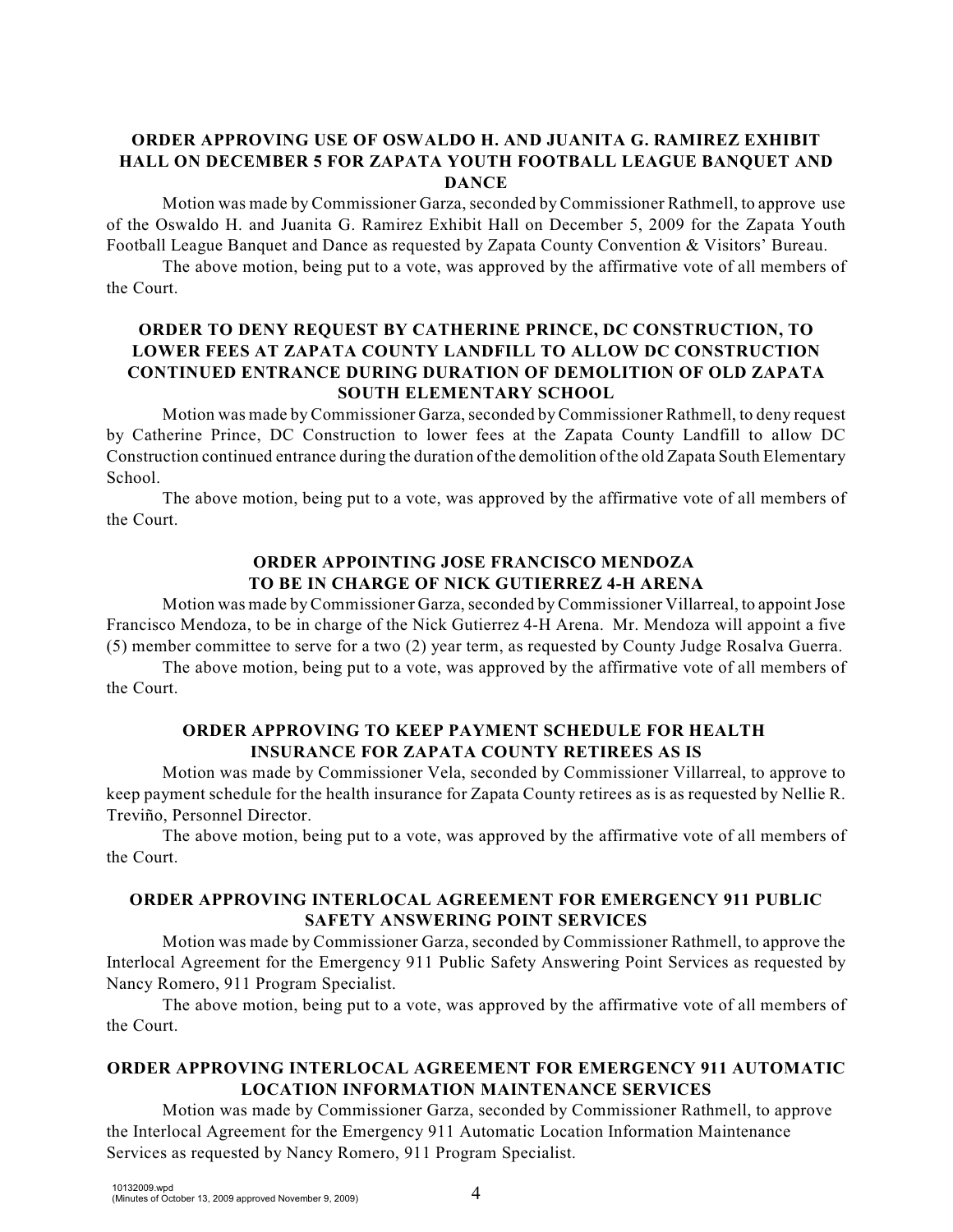**ORDER APPROVING USE OF OSWALDO H. AND JUANITA G. RAMIREZ EXHIBIT HALL ON DECEMBER 5 FOR ZAPATA YOUTH FOOTBALL LEAGUE BANQUET AND DANCE**

Motion was made by Commissioner Garza, seconded by Commissioner Rathmell, to approve use of the Oswaldo H. and Juanita G. Ramirez Exhibit Hall on December 5, 2009 for the Zapata Youth Football League Banquet and Dance as requested by Zapata County Convention & Visitors' Bureau.

The above motion, being put to a vote, was approved by the affirmative vote of all members of the Court.

**ORDER TO DENY REQUEST BY CATHERINE PRINCE, DC CONSTRUCTION, TO LOWER FEES AT ZAPATA COUNTY LANDFILL TO ALLOW DC CONSTRUCTION CONTINUED ENTRANCE DURING DURATION OF DEMOLITION OF OLD ZAPATA SOUTH ELEMENTARY SCHOOL**

Motion was made by Commissioner Garza, seconded by Commissioner Rathmell, to deny request by Catherine Prince, DC Construction to lower fees at the Zapata County Landfill to allow DC Construction continued entrance during the duration of the demolition of the old Zapata South Elementary School.

The above motion, being put to a vote, was approved by the affirmative vote of all members of the Court.

**ORDER APPOINTING JOSE FRANCISCO MENDOZA TO BE IN CHARGE OF NICK GUTIERREZ 4-H ARENA**

Motion was made by Commissioner Garza, seconded by Commissioner Villarreal, to appoint Jose Francisco Mendoza, to be in charge of the Nick Gutierrez 4-H Arena. Mr. Mendoza will appoint a five (5) member committee to serve for a two (2) year term, as requested by County Judge Rosalva Guerra.

The above motion, being put to a vote, was approved by the affirmative vote of all members of the Court.

**ORDER APPROVING TO KEEP PAYMENT SCHEDULE FOR HEALTH INSURANCE FOR ZAPATA COUNTY RETIREES AS IS**

Motion was made by Commissioner Vela, seconded by Commissioner Villarreal, to approve to keep payment schedule for the health insurance for Zapata County retirees as is as requested by Nellie R. Treviño, Personnel Director.

The above motion, being put to a vote, was approved by the affirmative vote of all members of the Court.

**ORDER APPROVING INTERLOCAL AGREEMENT FOR EMERGENCY 911 PUBLIC SAFETY ANSWERING POINT SERVICES**

Motion was made by Commissioner Garza, seconded by Commissioner Rathmell, to approve the Interlocal Agreement for the Emergency 911 Public Safety Answering Point Services as requested by Nancy Romero, 911 Program Specialist.

The above motion, being put to a vote, was approved by the affirmative vote of all members of the Court.

**ORDER APPROVING INTERLOCAL AGREEMENT FOR EMERGENCY 911 AUTOMATIC LOCATION INFORMATION MAINTENANCE SERVICES**

Motion was made by Commissioner Garza, seconded by Commissioner Rathmell, to approve the Interlocal Agreement for the Emergency 911 Automatic Location Information Maintenance Services as requested by Nancy Romero, 911 Program Specialist.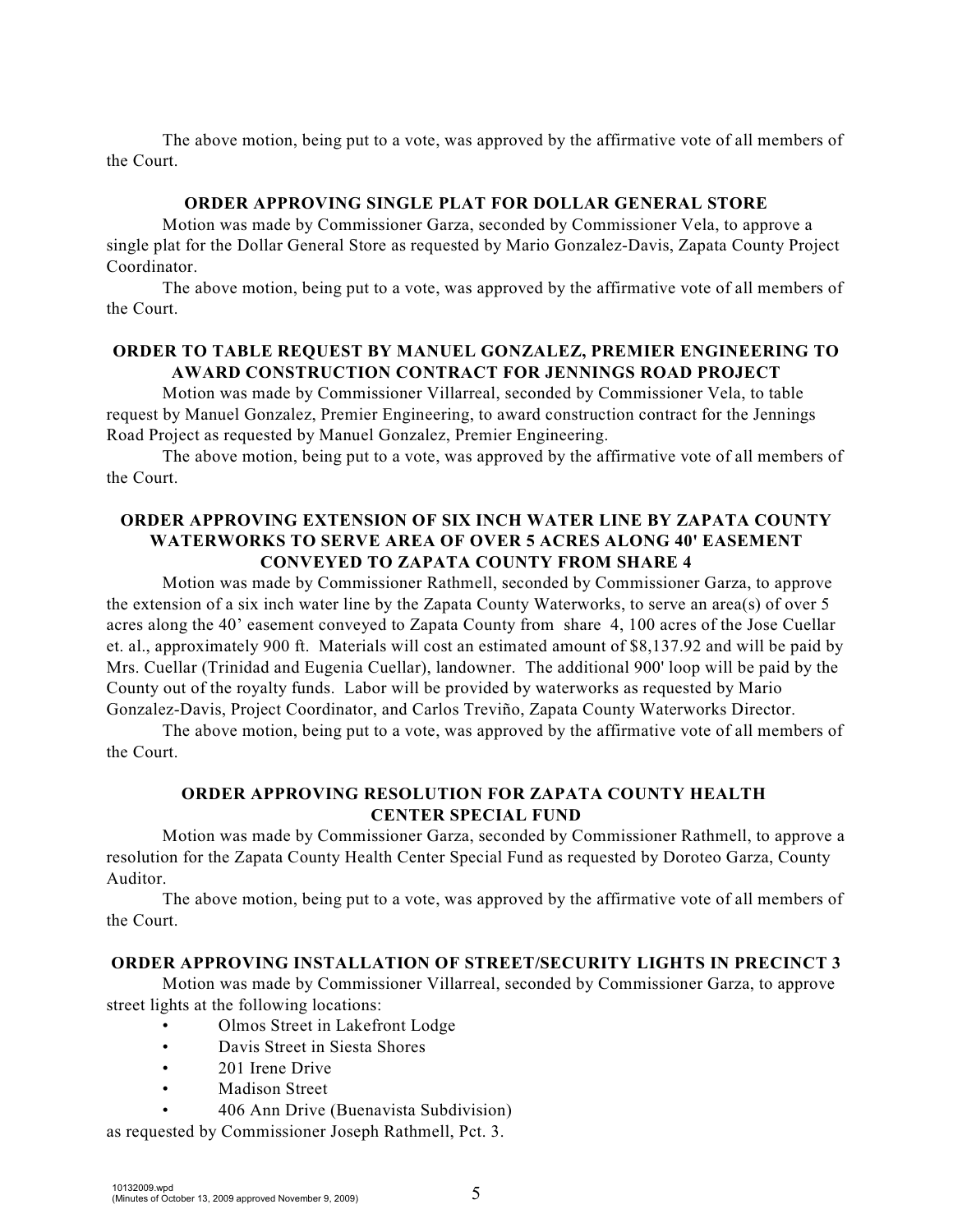The above motion, being put to a vote, was approved by the affirmative vote of all members of the Court.

### ORDER APPROVING SINGLE PLAT FOR DOLLAR GENERAL STORE

Motion was made by Commissioner Garza, seconded by Commissioner Vela, to approve a single plat for the Dollar General Store as requested by Mario Gonzalez-Davis, Zapata County Project Coordinator.

The above motion, being put to a vote, was approved by the affirmative vote of all members of the Court.

### ORDER TO TABLE REQUEST BY MANUEL GONZALEZ, PREMIER ENGINEERING TO AWARD CONSTRUCTION CONTRACT FOR JENNINGS ROAD PROJECT

Motion was made by Commissioner Villarreal, seconded by Commissioner Vela, to table request by Manuel Gonzalez, Premier Engineering, to award construction contract for the Jennings Road Project as requested by Manuel Gonzalez, Premier Engineering.

The above motion, being put to a vote, was approved by the affirmative vote of all members of the Court.

### ORDER APPROVING EXTENSION OF SIX INCH WATER LINE BY ZAPATA COUNTY WATERWORKS TO SERVE AREA OF OVER 5 ACRES ALONG 40' EASEMENT CONVEYED TO ZAPATA COUNTY FROM SHARE 4

Motion was made by Commissioner Rathmell, seconded by Commissioner Garza, to approve the extension of a six inch water line by the Zapata County Waterworks, to serve an area(s) of over 5 acres along the 40' easement conveyed to Zapata County from share 4, 100 acres of the Jose Cuellar et. al., approximately 900 ft. Materials will cost an estimated amount of $8,137.92 and will be paid by Mrs. Cuellar (Trinidad and Eugenia Cuellar), landowner. The additional 900' loop will be paid by the County out of the royalty funds. Labor will be provided by waterworks as requested by Mario Gonzalez-Davis, Project Coordinator, and Carlos Treviño, Zapata County Waterworks Director.

The above motion, being put to a vote, was approved by the affirmative vote of all members of the Court.

### ORDER APPROVING RESOLUTION FOR ZAPATA COUNTY HEALTH CENTER SPECIAL FUND

Motion was made by Commissioner Garza, seconded by Commissioner Rathmell, to approve a resolution for the Zapata County Health Center Special Fund as requested by Doroteo Garza, County Auditor.

The above motion, being put to a vote, was approved by the affirmative vote of all members of the Court.

### ORDER APPROVING INSTALLATION OF STREET/SECURITY LIGHTS IN PRECINCT 3

Motion was made by Commissioner Villarreal, seconded by Commissioner Garza, to approve street lights at the following locations:

- Olmos Street in Lakefront Lodge
- Davis Street in Siesta Shores
- 201 Irene Drive
- Madison Street
- 406 Ann Drive (Buenavista Subdivision)

as requested by Commissioner Joseph Rathmell, Pct. 3.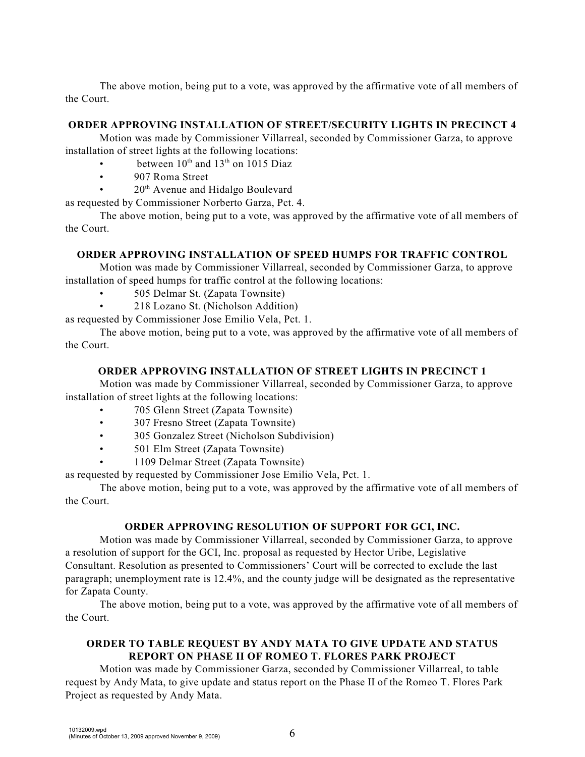The above motion, being put to a vote, was approved by the affirmative vote of all members of the Court.

**ORDER APPROVING INSTALLATION OF STREET/SECURITY LIGHTS IN PRECINCT 4**

Motion was made by Commissioner Villarreal, seconded by Commissioner Garza, to approve installation of street lights at the following locations:

- between 10th and 13th on 1015 Diaz
- 907 Roma Street
- 20th Avenue and Hidalgo Boulevard

as requested by Commissioner Norberto Garza, Pct. 4.

The above motion, being put to a vote, was approved by the affirmative vote of all members of the Court.

**ORDER APPROVING INSTALLATION OF SPEED HUMPS FOR TRAFFIC CONTROL**

Motion was made by Commissioner Villarreal, seconded by Commissioner Garza, to approve installation of speed humps for traffic control at the following locations:

- 505 Delmar St. (Zapata Townsite)
- 218 Lozano St. (Nicholson Addition)

as requested by Commissioner Jose Emilio Vela, Pct. 1.

The above motion, being put to a vote, was approved by the affirmative vote of all members of the Court.

**ORDER APPROVING INSTALLATION OF STREET LIGHTS IN PRECINCT 1**

Motion was made by Commissioner Villarreal, seconded by Commissioner Garza, to approve installation of street lights at the following locations:

- 705 Glenn Street (Zapata Townsite)
- 307 Fresno Street (Zapata Townsite)
- 305 Gonzalez Street (Nicholson Subdivision)
- 501 Elm Street (Zapata Townsite)
- 1109 Delmar Street (Zapata Townsite)

as requested by requested by Commissioner Jose Emilio Vela, Pct. 1.

The above motion, being put to a vote, was approved by the affirmative vote of all members of the Court.

**ORDER APPROVING RESOLUTION OF SUPPORT FOR GCI, INC.**

Motion was made by Commissioner Villarreal, seconded by Commissioner Garza, to approve a resolution of support for the GCI, Inc. proposal as requested by Hector Uribe, Legislative Consultant. Resolution as presented to Commissioners' Court will be corrected to exclude the last paragraph; unemployment rate is 12.4%, and the county judge will be designated as the representative for Zapata County.

The above motion, being put to a vote, was approved by the affirmative vote of all members of the Court.

**ORDER TO TABLE REQUEST BY ANDY MATA TO GIVE UPDATE AND STATUS REPORT ON PHASE II OF ROMEO T. FLORES PARK PROJECT**

Motion was made by Commissioner Garza, seconded by Commissioner Villarreal, to table request by Andy Mata, to give update and status report on the Phase II of the Romeo T. Flores Park Project as requested by Andy Mata.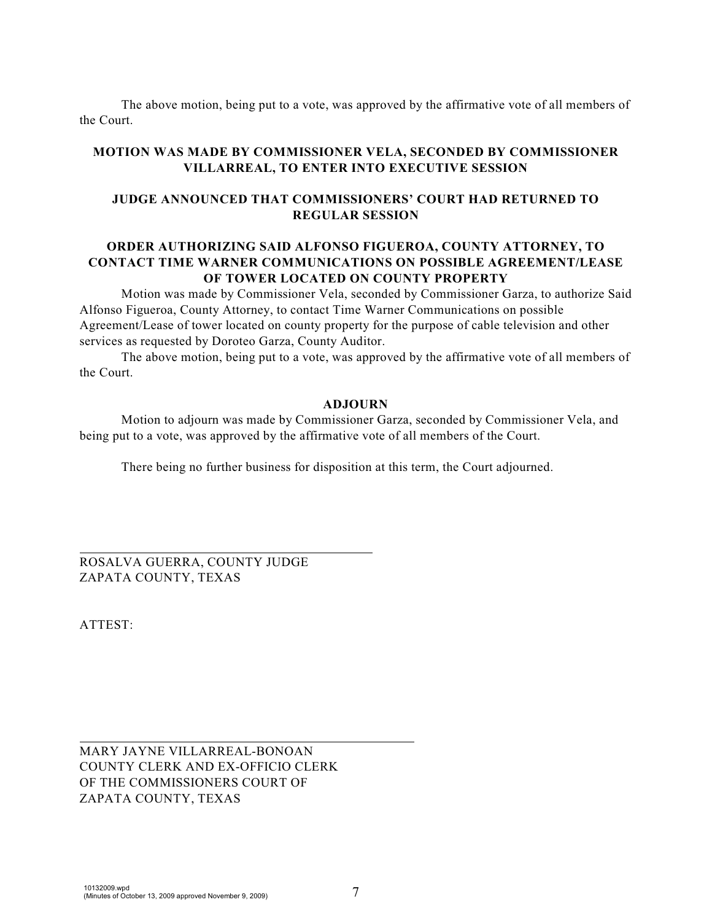The above motion, being put to a vote, was approved by the affirmative vote of all members of the Court.

**MOTION WAS MADE BY COMMISSIONER VELA, SECONDED BY COMMISSIONER VILLARREAL, TO ENTER INTO EXECUTIVE SESSION**

**JUDGE ANNOUNCED THAT COMMISSIONERS' COURT HAD RETURNED TO REGULAR SESSION**

**ORDER AUTHORIZING SAID ALFONSO FIGUEROA, COUNTY ATTORNEY, TO CONTACT TIME WARNER COMMUNICATIONS ON POSSIBLE AGREEMENT/LEASE OF TOWER LOCATED ON COUNTY PROPERTY**

Motion was made by Commissioner Vela, seconded by Commissioner Garza, to authorize Said Alfonso Figueroa, County Attorney, to contact Time Warner Communications on possible Agreement/Lease of tower located on county property for the purpose of cable television and other services as requested by Doroteo Garza, County Auditor.

The above motion, being put to a vote, was approved by the affirmative vote of all members of the Court.

**ADJOURN**

Motion to adjourn was made by Commissioner Garza, seconded by Commissioner Vela, and being put to a vote, was approved by the affirmative vote of all members of the Court.

There being no further business for disposition at this term, the Court adjourned.

ROSALVA GUERRA, COUNTY JUDGE
ZAPATA COUNTY, TEXAS

ATTEST:

MARY JAYNE VILLARREAL-BONOAN
COUNTY CLERK AND EX-OFFICIO CLERK
OF THE COMMISSIONERS COURT OF
ZAPATA COUNTY, TEXAS

10132009.wpd
(Minutes of October 13, 2009 approved November 9, 2009)